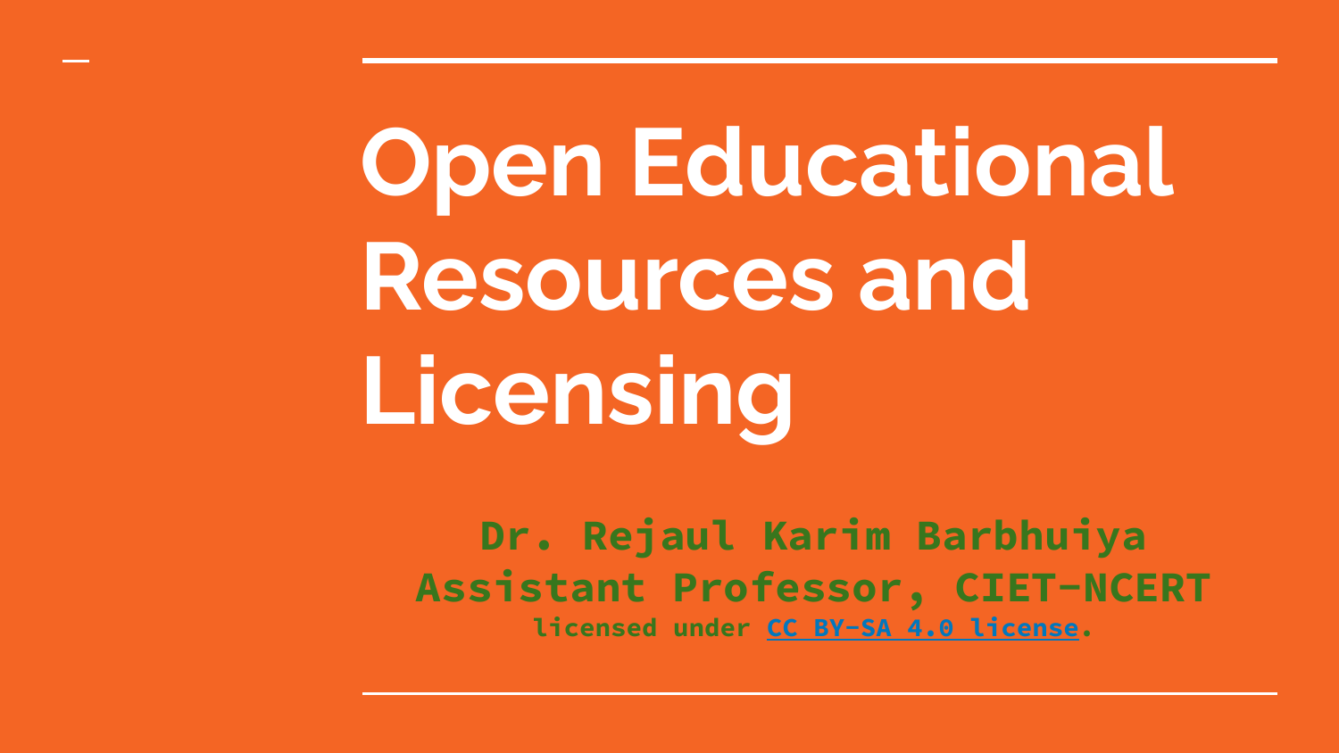# Open Educational Resources and Licensing

**Dr. Rejaul Karim Barbhuiya**
**Assistant Professor, CIET-NCERT**
**licensed under [CC BY-SA 4.0 license](https://creativecommons.org/licenses/by-sa/4.0/).**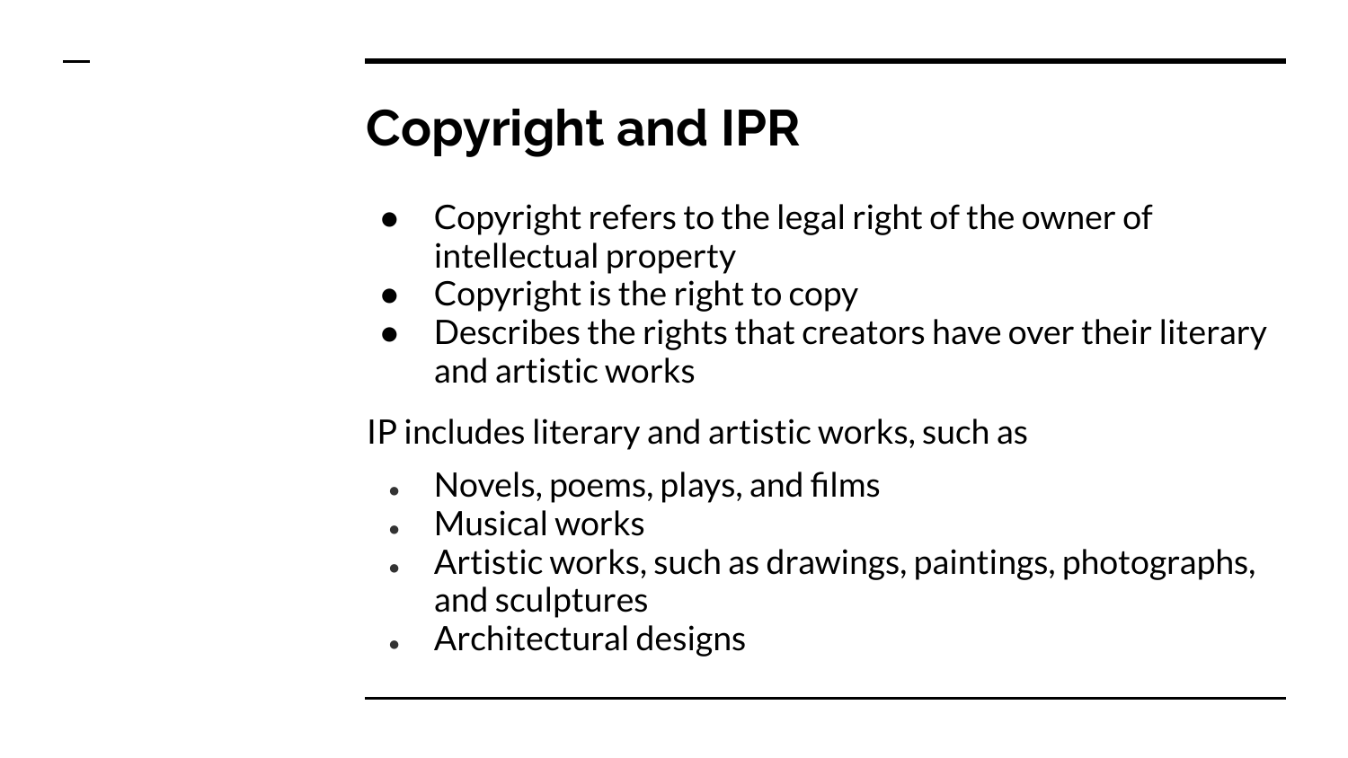# Copyright and IPR

- Copyright refers to the legal right of the owner of intellectual property
- Copyright is the right to copy
- Describes the rights that creators have over their literary and artistic works

IP includes literary and artistic works, such as

- Novels, poems, plays, and films
- Musical works
- Artistic works, such as drawings, paintings, photographs, and sculptures
- Architectural designs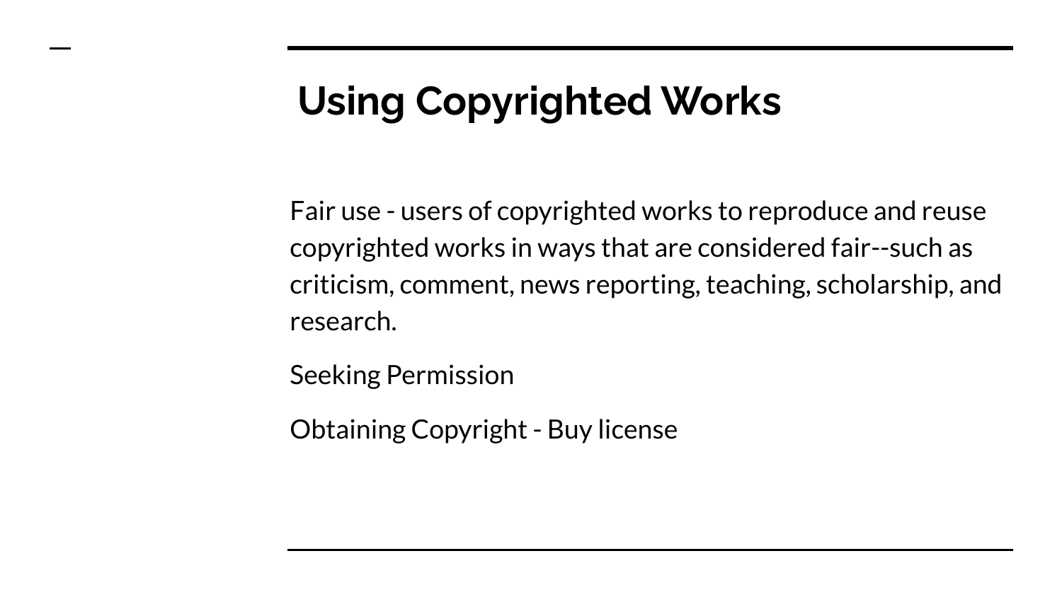# Using Copyrighted Works

Fair use - users of copyrighted works to reproduce and reuse copyrighted works in ways that are considered fair--such as criticism, comment, news reporting, teaching, scholarship, and research.

Seeking Permission

Obtaining Copyright - Buy license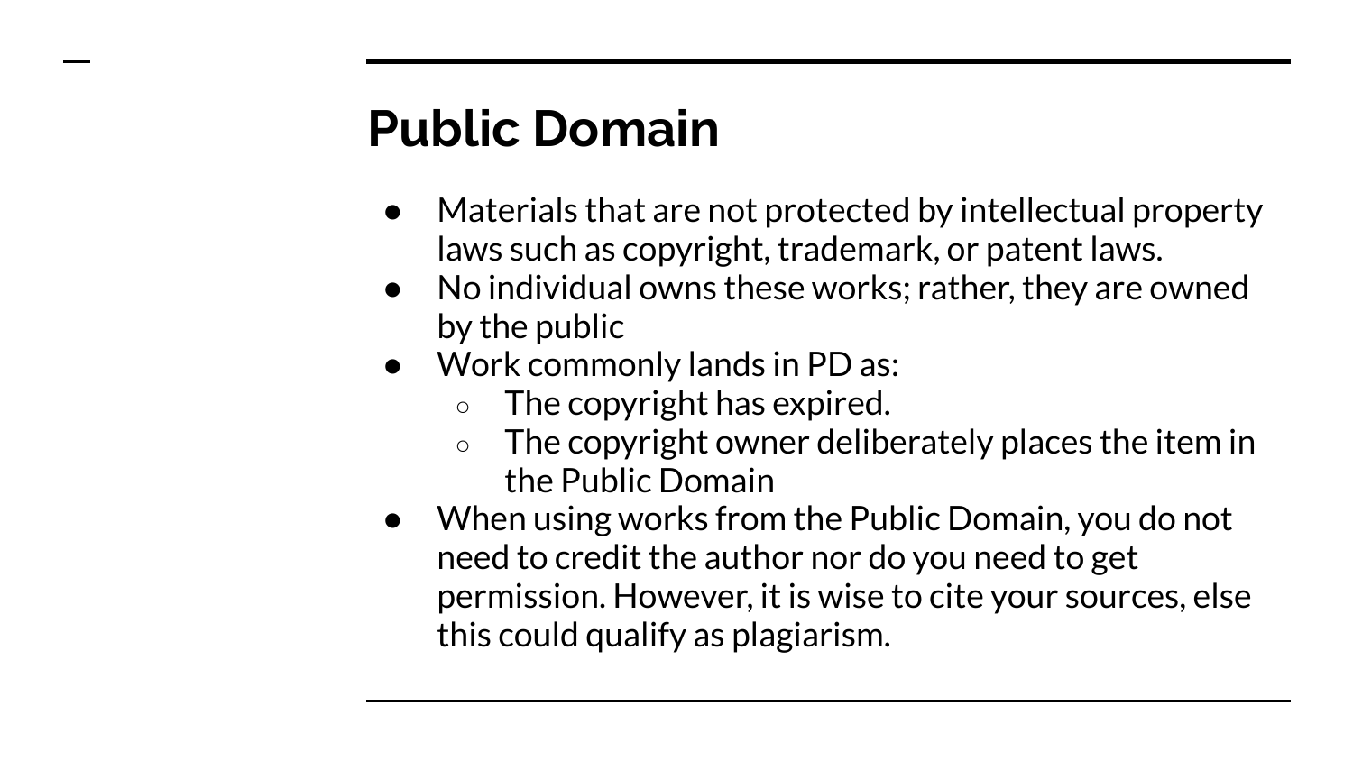# Public Domain

- Materials that are not protected by intellectual property laws such as copyright, trademark, or patent laws.
- No individual owns these works; rather, they are owned by the public
- Work commonly lands in PD as:
  - The copyright has expired.
  - The copyright owner deliberately places the item in the Public Domain
- When using works from the Public Domain, you do not need to credit the author nor do you need to get permission. However, it is wise to cite your sources, else this could qualify as plagiarism.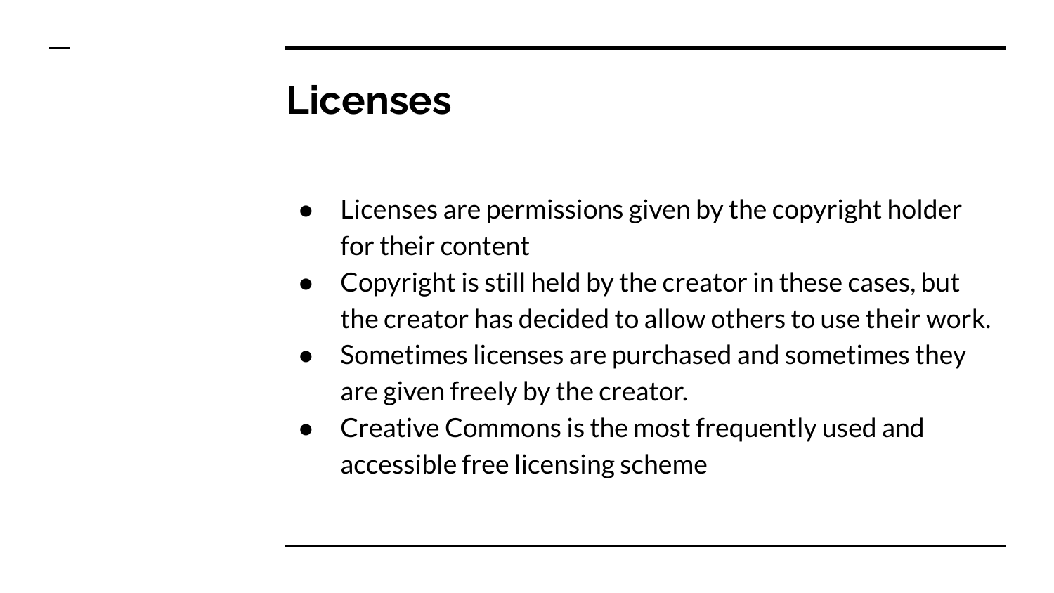# Licenses

- Licenses are permissions given by the copyright holder for their content
- Copyright is still held by the creator in these cases, but the creator has decided to allow others to use their work.
- Sometimes licenses are purchased and sometimes they are given freely by the creator.
- Creative Commons is the most frequently used and accessible free licensing scheme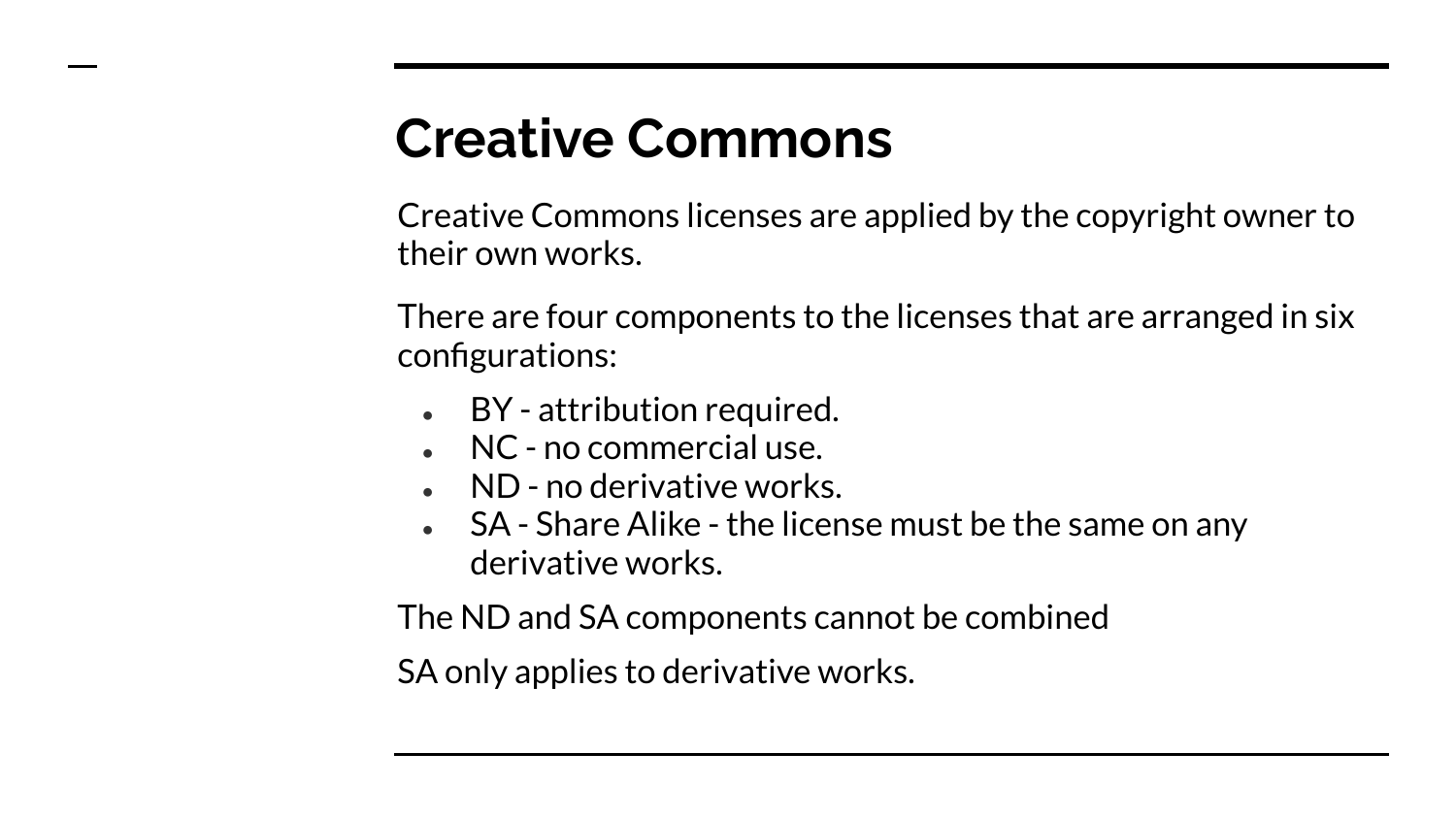# Creative Commons

Creative Commons licenses are applied by the copyright owner to their own works.

There are four components to the licenses that are arranged in six configurations:

- BY - attribution required.
- NC - no commercial use.
- ND - no derivative works.
- SA - Share Alike - the license must be the same on any derivative works.

The ND and SA components cannot be combined

SA only applies to derivative works.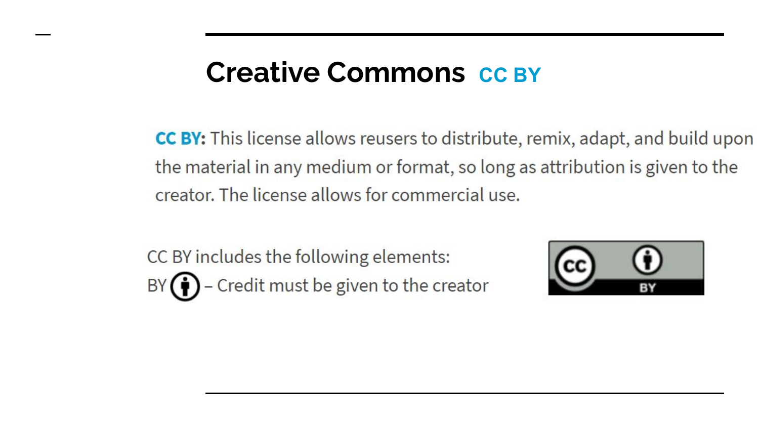# Creative Commons CC BY

**CC BY:** This license allows reusers to distribute, remix, adapt, and build upon the material in any medium or format, so long as attribution is given to the creator. The license allows for commercial use.

CC BY includes the following elements:

BY – Credit must be given to the creator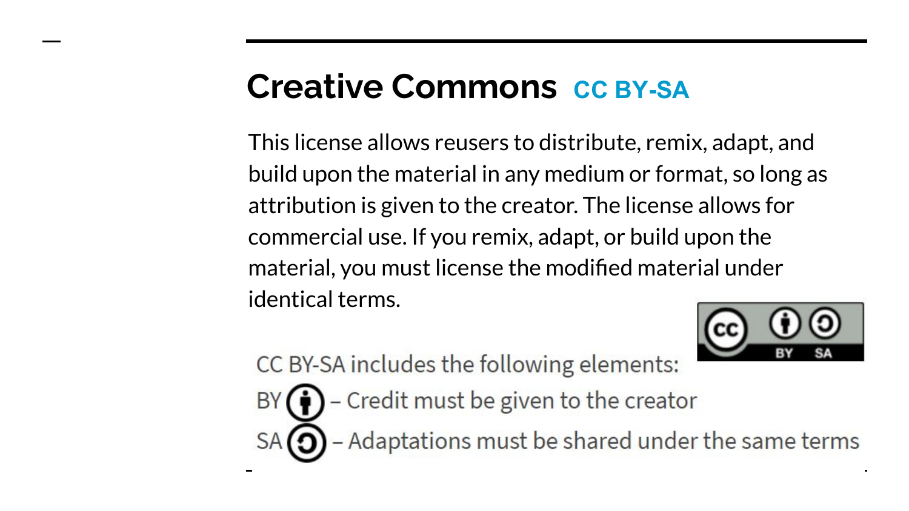# Creative Commons CC BY-SA

This license allows reusers to distribute, remix, adapt, and build upon the material in any medium or format, so long as attribution is given to the creator. The license allows for commercial use. If you remix, adapt, or build upon the material, you must license the modified material under identical terms.

CC BY-SA includes the following elements:

BY – Credit must be given to the creator

SA – Adaptations must be shared under the same terms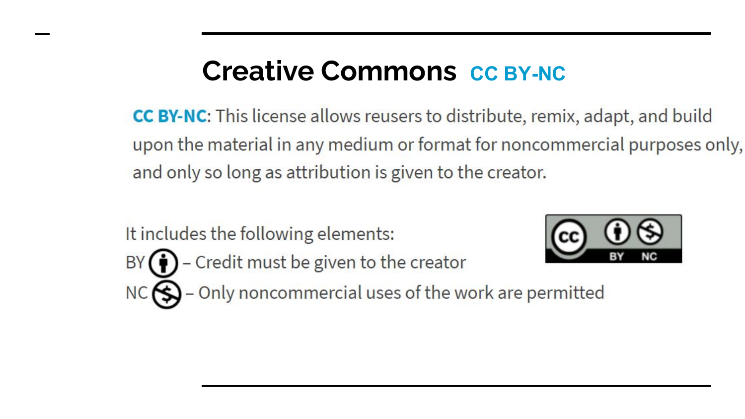# Creative Commons CC BY-NC

**CC BY-NC**: This license allows reusers to distribute, remix, adapt, and build upon the material in any medium or format for noncommercial purposes only, and only so long as attribution is given to the creator.

It includes the following elements:

BY – Credit must be given to the creator

NC – Only noncommercial uses of the work are permitted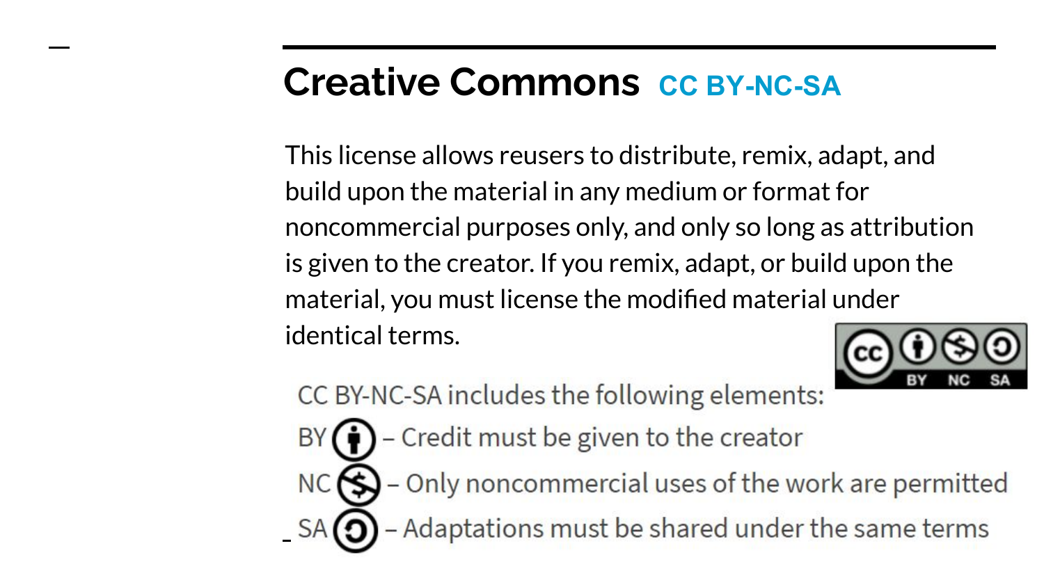# Creative Commons CC BY-NC-SA

This license allows reusers to distribute, remix, adapt, and build upon the material in any medium or format for noncommercial purposes only, and only so long as attribution is given to the creator. If you remix, adapt, or build upon the material, you must license the modified material under identical terms.

CC BY-NC-SA includes the following elements:

- BY – Credit must be given to the creator
- NC – Only noncommercial uses of the work are permitted
- SA – Adaptations must be shared under the same terms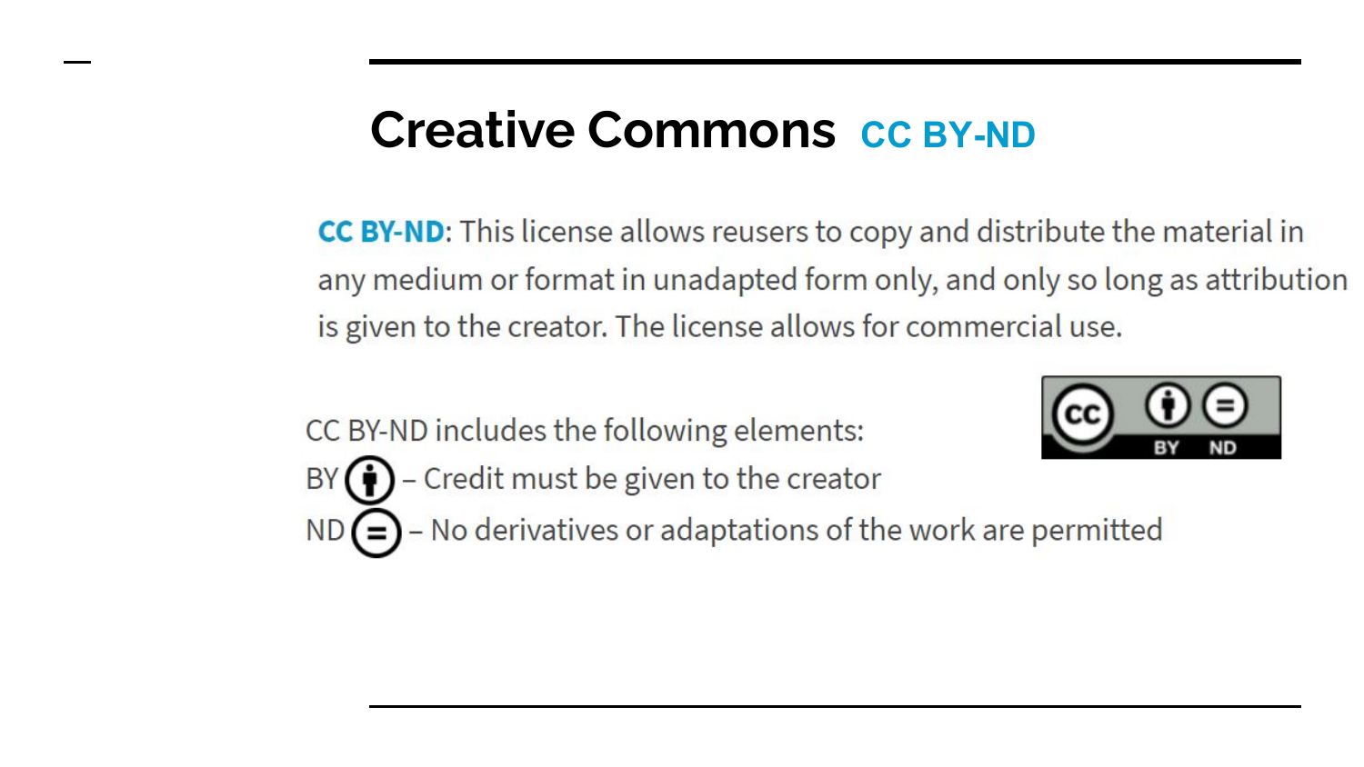# Creative Commons CC BY-ND

**CC BY-ND**: This license allows reusers to copy and distribute the material in any medium or format in unadapted form only, and only so long as attribution is given to the creator. The license allows for commercial use.

CC BY-ND includes the following elements:

BY – Credit must be given to the creator

ND – No derivatives or adaptations of the work are permitted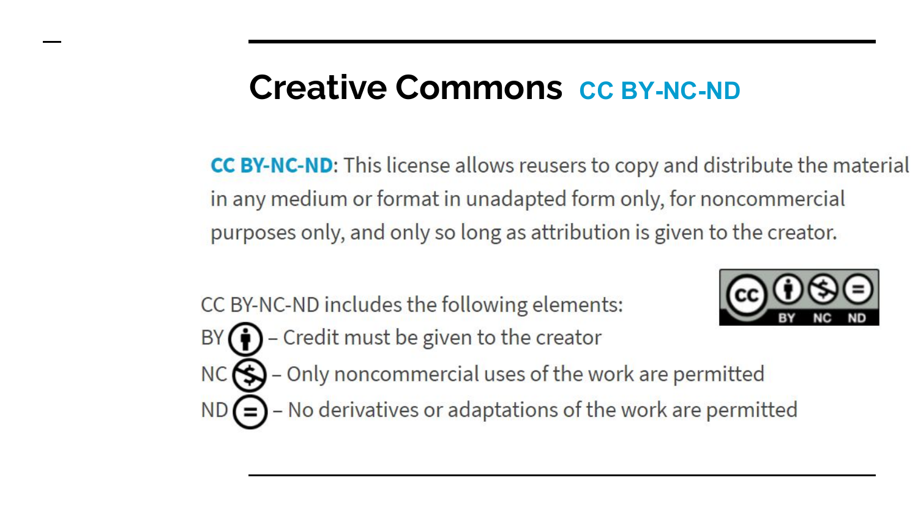# Creative Commons CC BY-NC-ND

**CC BY-NC-ND**: This license allows reusers to copy and distribute the material in any medium or format in unadapted form only, for noncommercial purposes only, and only so long as attribution is given to the creator.

CC BY-NC-ND includes the following elements:

- BY – Credit must be given to the creator
- NC – Only noncommercial uses of the work are permitted
- ND – No derivatives or adaptations of the work are permitted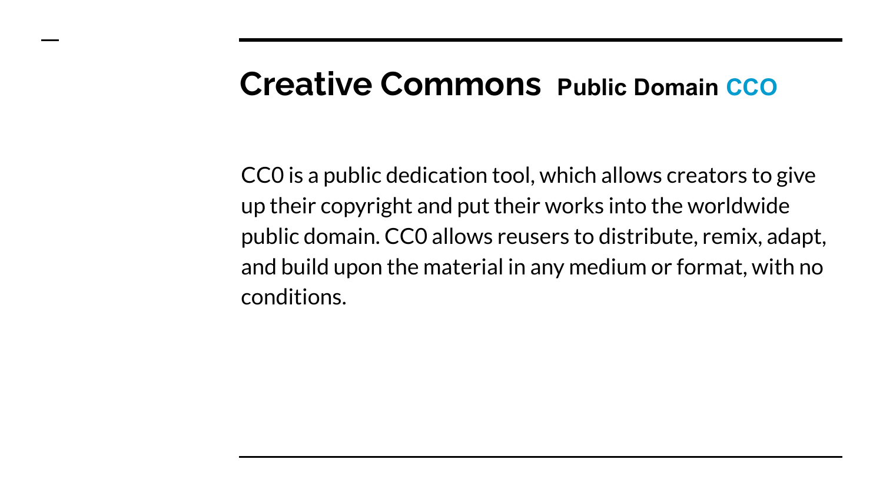# Creative Commons **Public Domain CCO**

CC0 is a public dedication tool, which allows creators to give up their copyright and put their works into the worldwide public domain. CC0 allows reusers to distribute, remix, adapt, and build upon the material in any medium or format, with no conditions.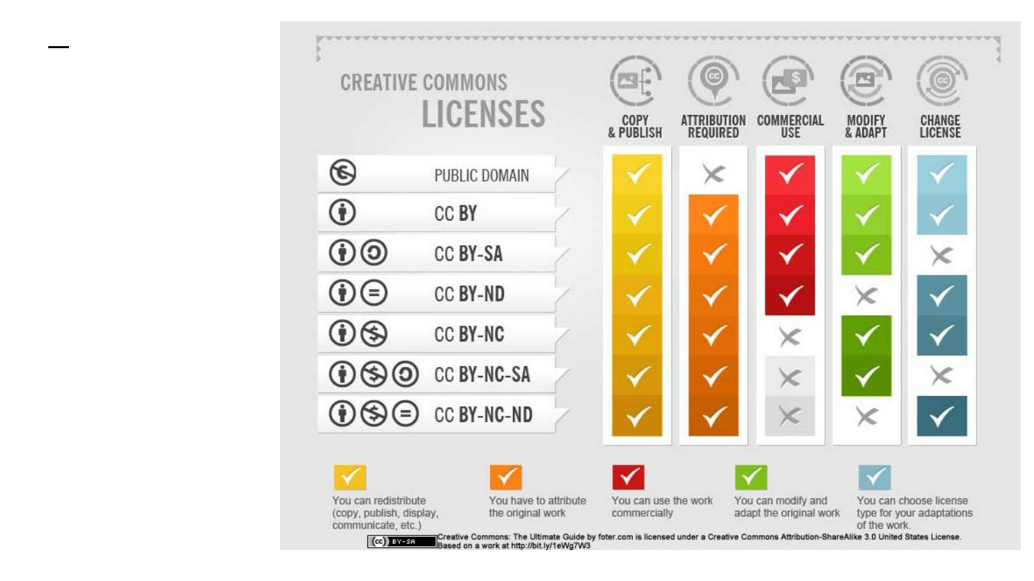# CREATIVE COMMONS LICENSES

| License | COPY & PUBLISH | ATTRIBUTION REQUIRED | COMMERCIAL USE | MODIFY & ADAPT | CHANGE LICENSE |
| --- | --- | --- | --- | --- | --- |
| PUBLIC DOMAIN | ✓ | ✗ | ✓ | ✓ | ✓ |
| CC BY | ✓ | ✓ | ✓ | ✓ | ✓ |
| CC BY-SA | ✓ | ✓ | ✓ | ✓ | ✗ |
| CC BY-ND | ✓ | ✓ | ✓ | ✗ | ✓ |
| CC BY-NC | ✓ | ✓ | ✗ | ✓ | ✓ |
| CC BY-NC-SA | ✓ | ✓ | ✗ | ✓ | ✗ |
| CC BY-NC-ND | ✓ | ✓ | ✗ | ✗ | ✓ |

- You can redistribute (copy, publish, display, communicate, etc.)
- You have to attribute the original work
- You can use the work commercially
- You can modify and adapt the original work
- You can choose license type for your adaptations of the work.

Creative Commons: The Ultimate Guide by foter.com is licensed under a Creative Commons Attribution-ShareAlike 3.0 United States License. Based on a work at http://bit.ly/1eWg7W3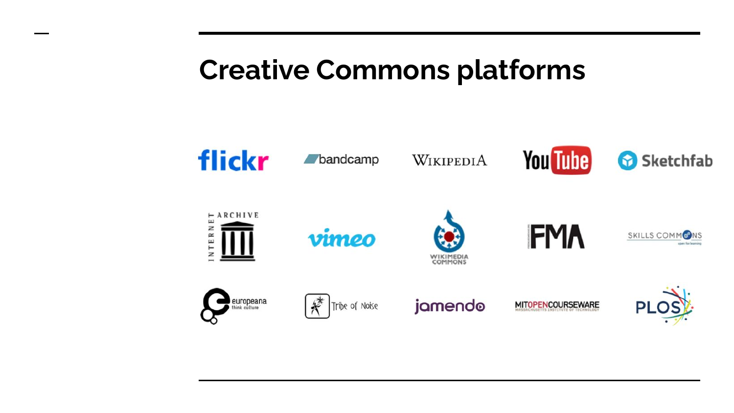# Creative Commons platforms

flickr

bandcamp

Wikipedia

YouTube

Sketchfab

Internet Archive

vimeo

Wikimedia Commons

FMA

Skills Commons

europeana think culture

Tribe of Noise

jamendo

MIT OpenCourseWare

PLOS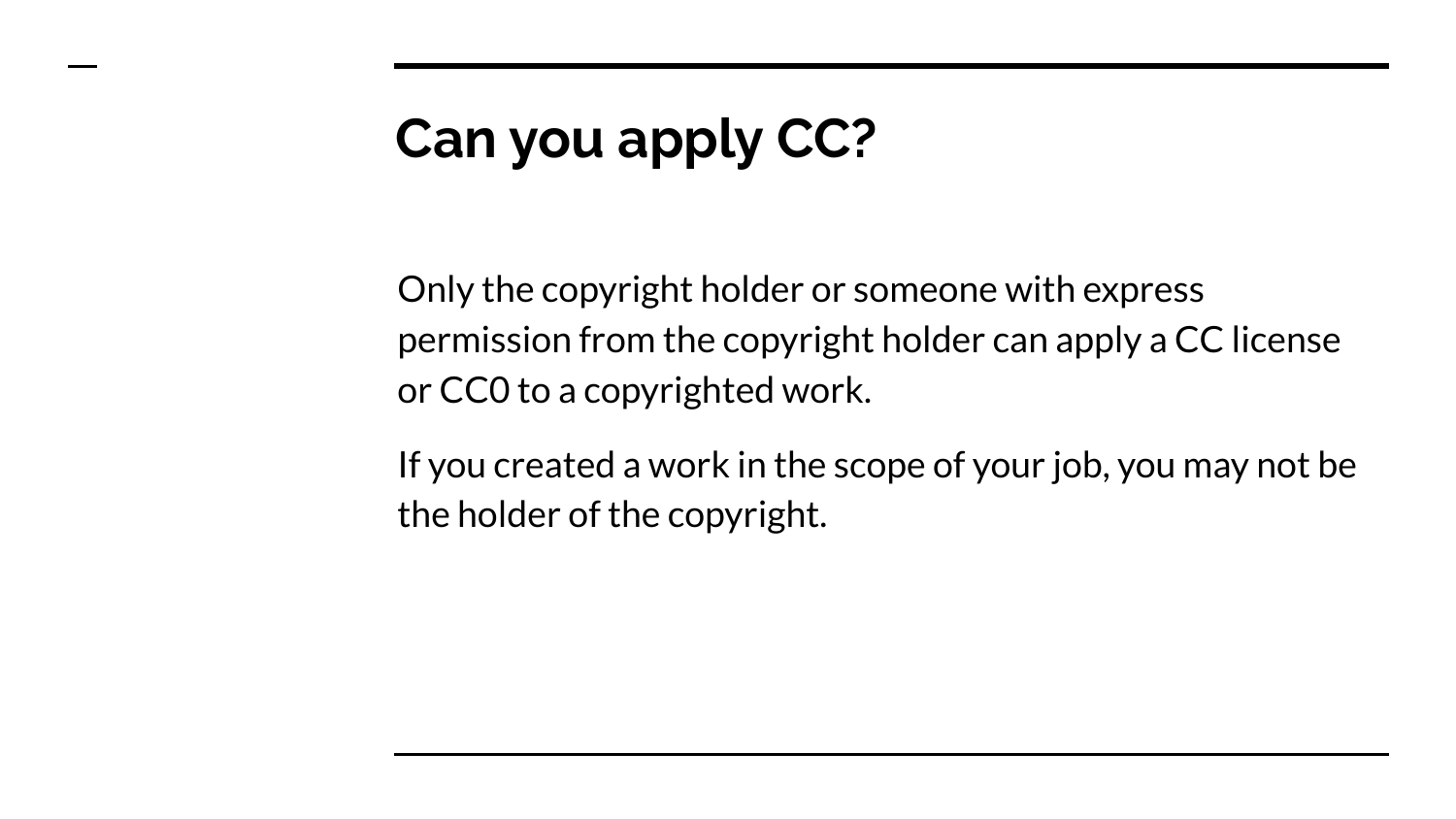# Can you apply CC?

Only the copyright holder or someone with express permission from the copyright holder can apply a CC license or CC0 to a copyrighted work.

If you created a work in the scope of your job, you may not be the holder of the copyright.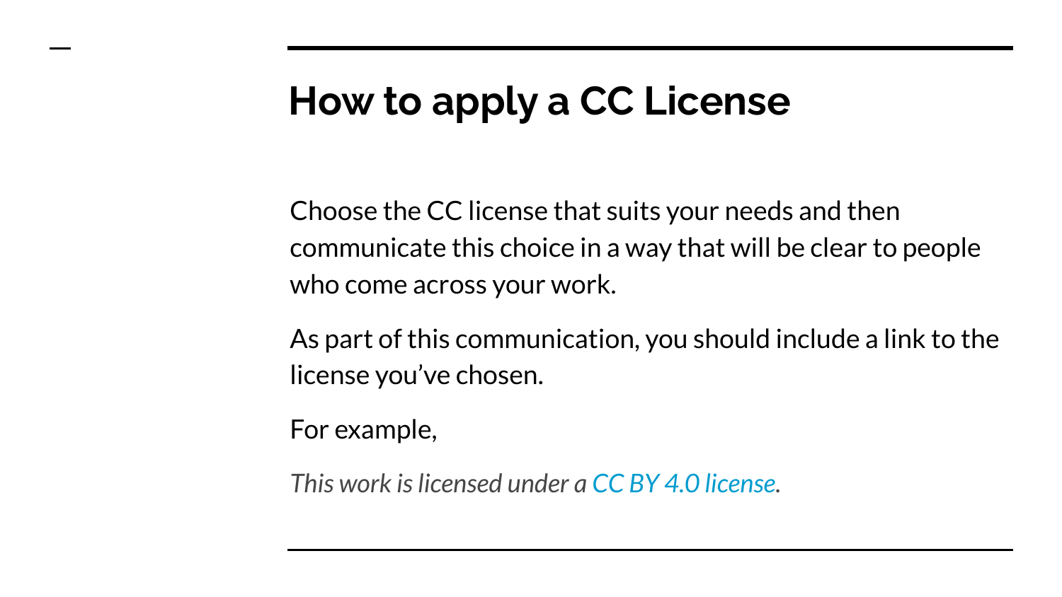# How to apply a CC License

Choose the CC license that suits your needs and then communicate this choice in a way that will be clear to people who come across your work.

As part of this communication, you should include a link to the license you've chosen.

For example,

*This work is licensed under a CC BY 4.0 license.*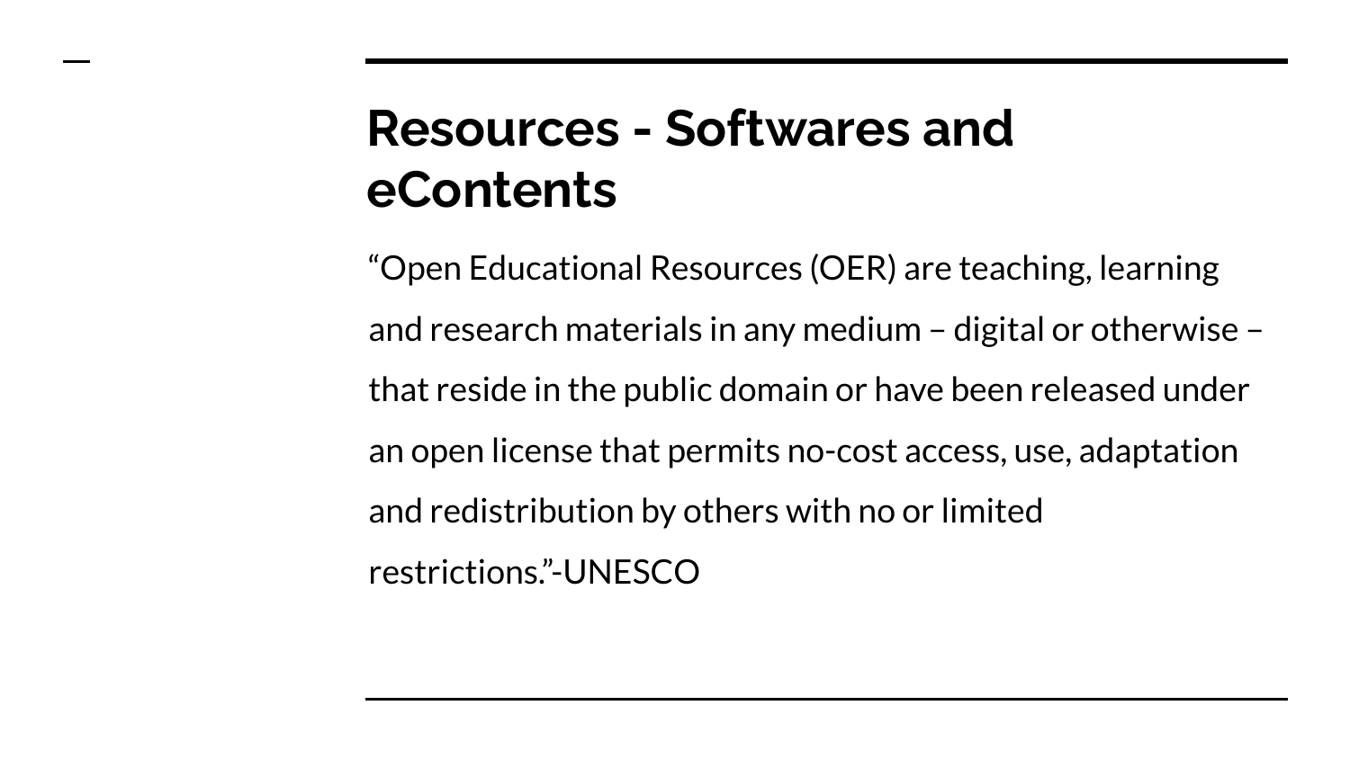# Resources - Softwares and eContents

“Open Educational Resources (OER) are teaching, learning and research materials in any medium – digital or otherwise – that reside in the public domain or have been released under an open license that permits no-cost access, use, adaptation and redistribution by others with no or limited restrictions.”-UNESCO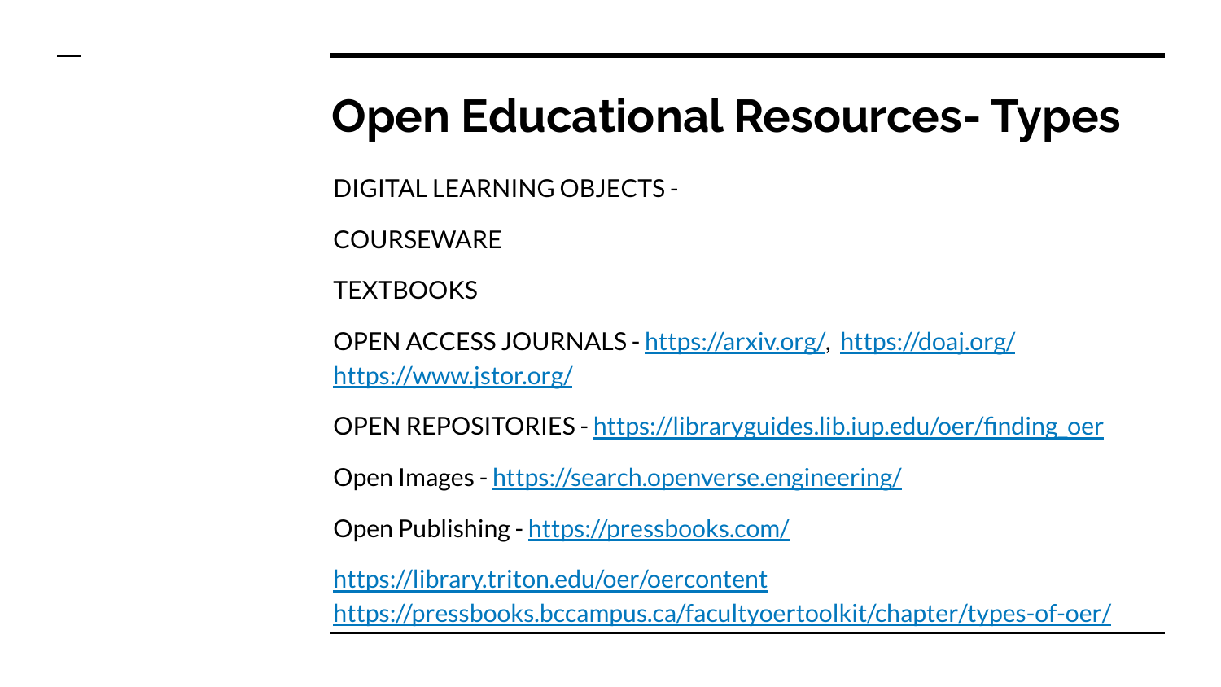# Open Educational Resources- Types

DIGITAL LEARNING OBJECTS -

COURSEWARE

TEXTBOOKS

OPEN ACCESS JOURNALS - https://arxiv.org/, https://doaj.org/ https://www.jstor.org/

OPEN REPOSITORIES - https://libraryguides.lib.iup.edu/oer/finding_oer

Open Images - https://search.openverse.engineering/

Open Publishing - https://pressbooks.com/

https://library.triton.edu/oer/oercontent
https://pressbooks.bccampus.ca/facultyoertoolkit/chapter/types-of-oer/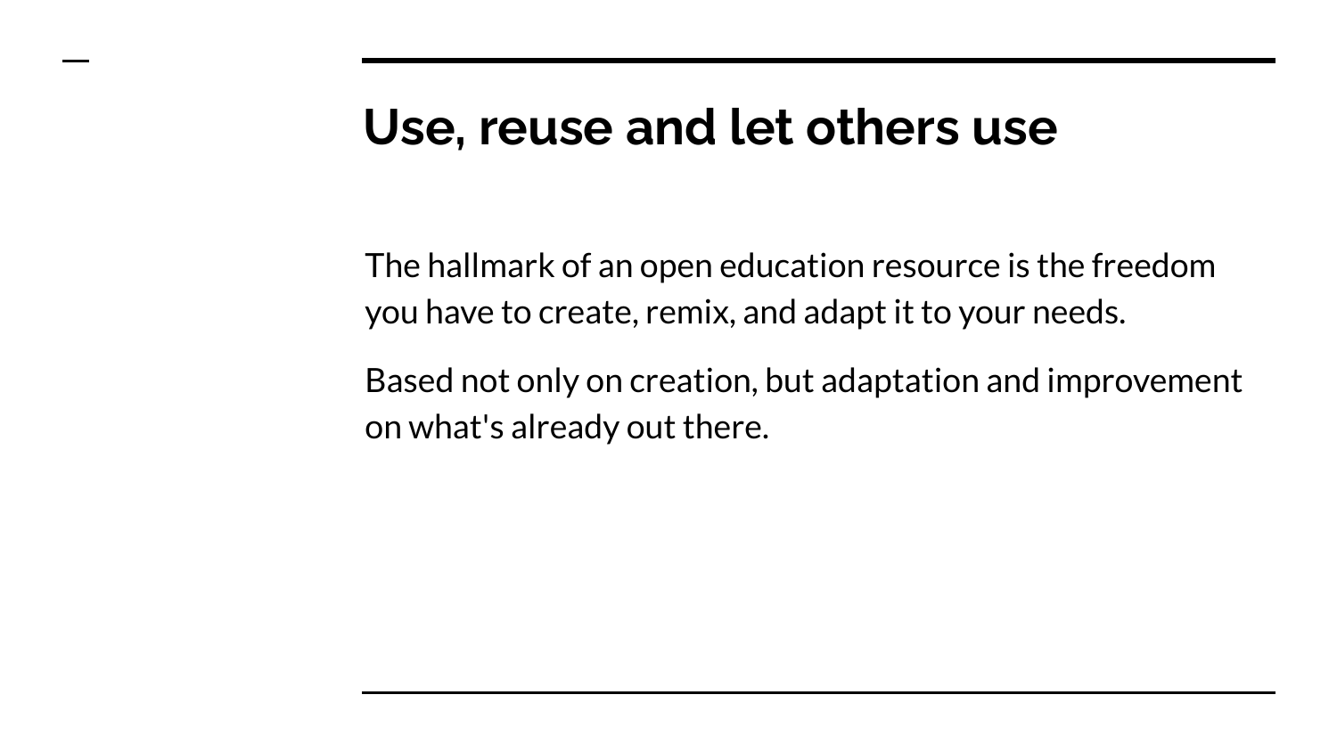# Use, reuse and let others use

The hallmark of an open education resource is the freedom you have to create, remix, and adapt it to your needs.

Based not only on creation, but adaptation and improvement on what's already out there.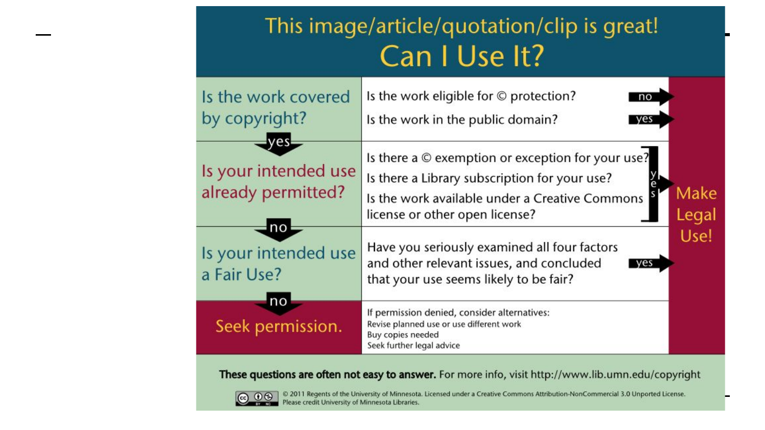# This image/article/quotation/clip is great!

## Can I Use It?

**Is the work covered by copyright?**

- Is the work eligible for © protection? → no → **Make Legal Use!**
- Is the work in the public domain? → yes → **Make Legal Use!**

↓ yes

**Is your intended use already permitted?**

- Is there a © exemption or exception for your use?
- Is there a Library subscription for your use?
- Is the work available under a Creative Commons license or other open license?

→ yes → **Make Legal Use!**

↓ no

**Is your intended use a Fair Use?**

- Have you seriously examined all four factors and other relevant issues, and concluded that your use seems likely to be fair? → yes → **Make Legal Use!**

↓ no

**Seek permission.**

If permission denied, consider alternatives:

- Revise planned use or use different work
- Buy copies needed
- Seek further legal advice

**These questions are often not easy to answer.** For more info, visit http://www.lib.umn.edu/copyright

© 2011 Regents of the University of Minnesota. Licensed under a Creative Commons Attribution-NonCommercial 3.0 Unported License. Please credit University of Minnesota Libraries.